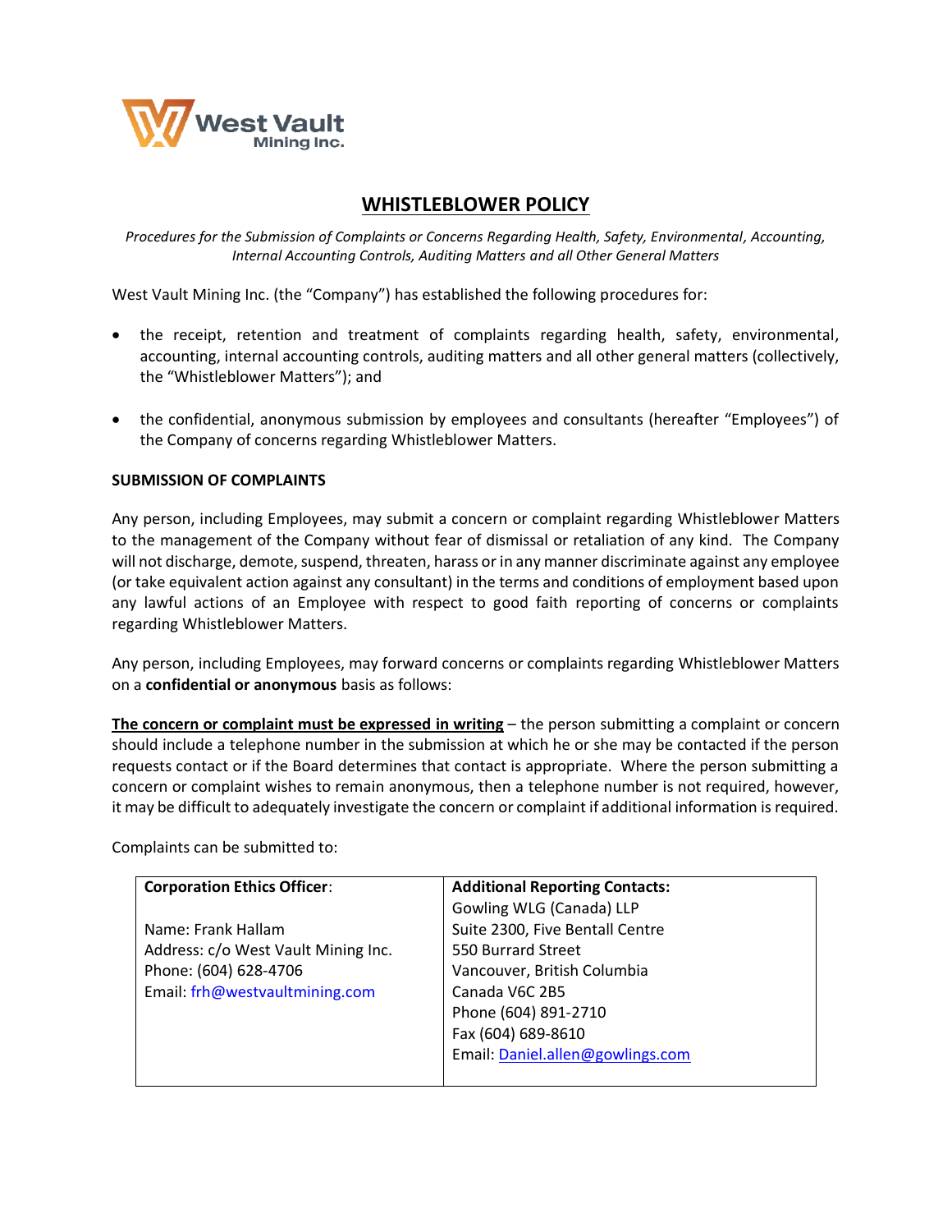West Vault Mining Inc.

# WHISTLEBLOWER POLICY

*Procedures for the Submission of Complaints or Concerns Regarding Health, Safety, Environmental, Accounting, Internal Accounting Controls, Auditing Matters and all Other General Matters*

West Vault Mining Inc. (the "Company") has established the following procedures for:

- the receipt, retention and treatment of complaints regarding health, safety, environmental, accounting, internal accounting controls, auditing matters and all other general matters (collectively, the "Whistleblower Matters"); and
- the confidential, anonymous submission by employees and consultants (hereafter "Employees") of the Company of concerns regarding Whistleblower Matters.

## SUBMISSION OF COMPLAINTS

Any person, including Employees, may submit a concern or complaint regarding Whistleblower Matters to the management of the Company without fear of dismissal or retaliation of any kind. The Company will not discharge, demote, suspend, threaten, harass or in any manner discriminate against any employee (or take equivalent action against any consultant) in the terms and conditions of employment based upon any lawful actions of an Employee with respect to good faith reporting of concerns or complaints regarding Whistleblower Matters.

Any person, including Employees, may forward concerns or complaints regarding Whistleblower Matters on a **confidential or anonymous** basis as follows:

**The concern or complaint must be expressed in writing** – the person submitting a complaint or concern should include a telephone number in the submission at which he or she may be contacted if the person requests contact or if the Board determines that contact is appropriate. Where the person submitting a concern or complaint wishes to remain anonymous, then a telephone number is not required, however, it may be difficult to adequately investigate the concern or complaint if additional information is required.

Complaints can be submitted to:

| **Corporation Ethics Officer**: | **Additional Reporting Contacts:** |
| --- | --- |
| Name: Frank Hallam<br>Address: c/o West Vault Mining Inc.<br>Phone: (604) 628-4706<br>Email: frh@westvaultmining.com | Gowling WLG (Canada) LLP<br>Suite 2300, Five Bentall Centre<br>550 Burrard Street<br>Vancouver, British Columbia<br>Canada V6C 2B5<br>Phone (604) 891-2710<br>Fax (604) 689-8610<br>Email: Daniel.allen@gowlings.com |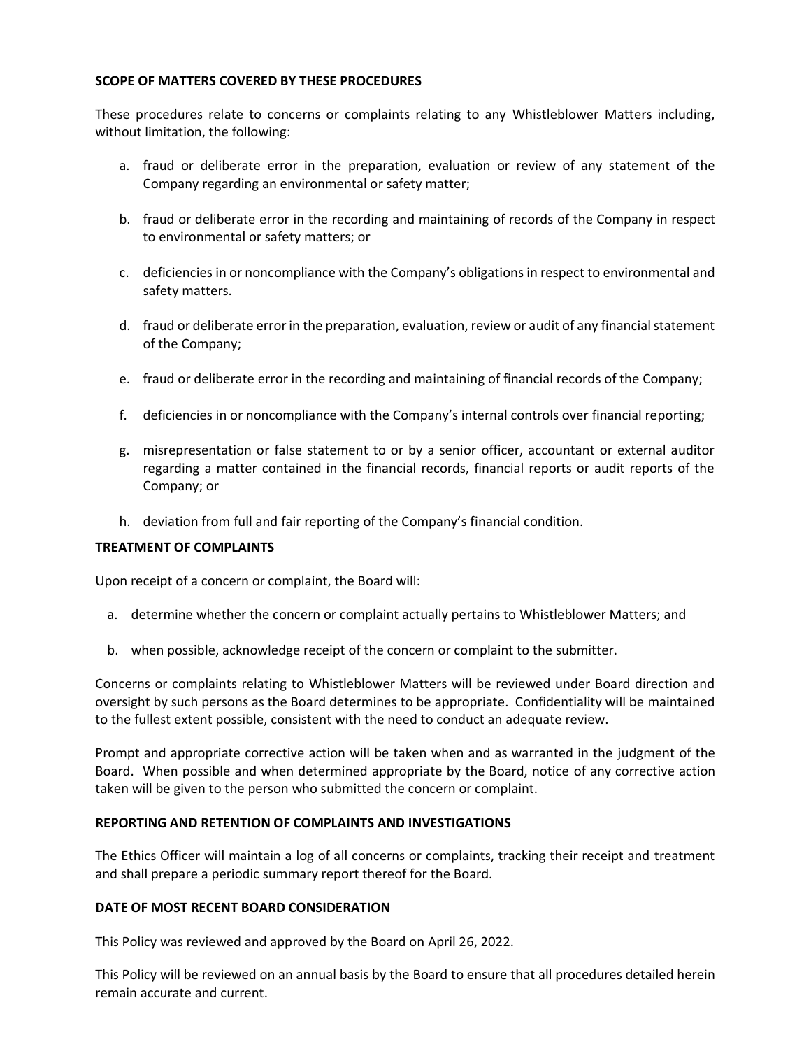## SCOPE OF MATTERS COVERED BY THESE PROCEDURES

These procedures relate to concerns or complaints relating to any Whistleblower Matters including, without limitation, the following:

a. fraud or deliberate error in the preparation, evaluation or review of any statement of the Company regarding an environmental or safety matter;

b. fraud or deliberate error in the recording and maintaining of records of the Company in respect to environmental or safety matters; or

c. deficiencies in or noncompliance with the Company's obligations in respect to environmental and safety matters.

d. fraud or deliberate error in the preparation, evaluation, review or audit of any financial statement of the Company;

e. fraud or deliberate error in the recording and maintaining of financial records of the Company;

f. deficiencies in or noncompliance with the Company's internal controls over financial reporting;

g. misrepresentation or false statement to or by a senior officer, accountant or external auditor regarding a matter contained in the financial records, financial reports or audit reports of the Company; or

h. deviation from full and fair reporting of the Company's financial condition.

## TREATMENT OF COMPLAINTS

Upon receipt of a concern or complaint, the Board will:

a. determine whether the concern or complaint actually pertains to Whistleblower Matters; and

b. when possible, acknowledge receipt of the concern or complaint to the submitter.

Concerns or complaints relating to Whistleblower Matters will be reviewed under Board direction and oversight by such persons as the Board determines to be appropriate. Confidentiality will be maintained to the fullest extent possible, consistent with the need to conduct an adequate review.

Prompt and appropriate corrective action will be taken when and as warranted in the judgment of the Board. When possible and when determined appropriate by the Board, notice of any corrective action taken will be given to the person who submitted the concern or complaint.

## REPORTING AND RETENTION OF COMPLAINTS AND INVESTIGATIONS

The Ethics Officer will maintain a log of all concerns or complaints, tracking their receipt and treatment and shall prepare a periodic summary report thereof for the Board.

## DATE OF MOST RECENT BOARD CONSIDERATION

This Policy was reviewed and approved by the Board on April 26, 2022.

This Policy will be reviewed on an annual basis by the Board to ensure that all procedures detailed herein remain accurate and current.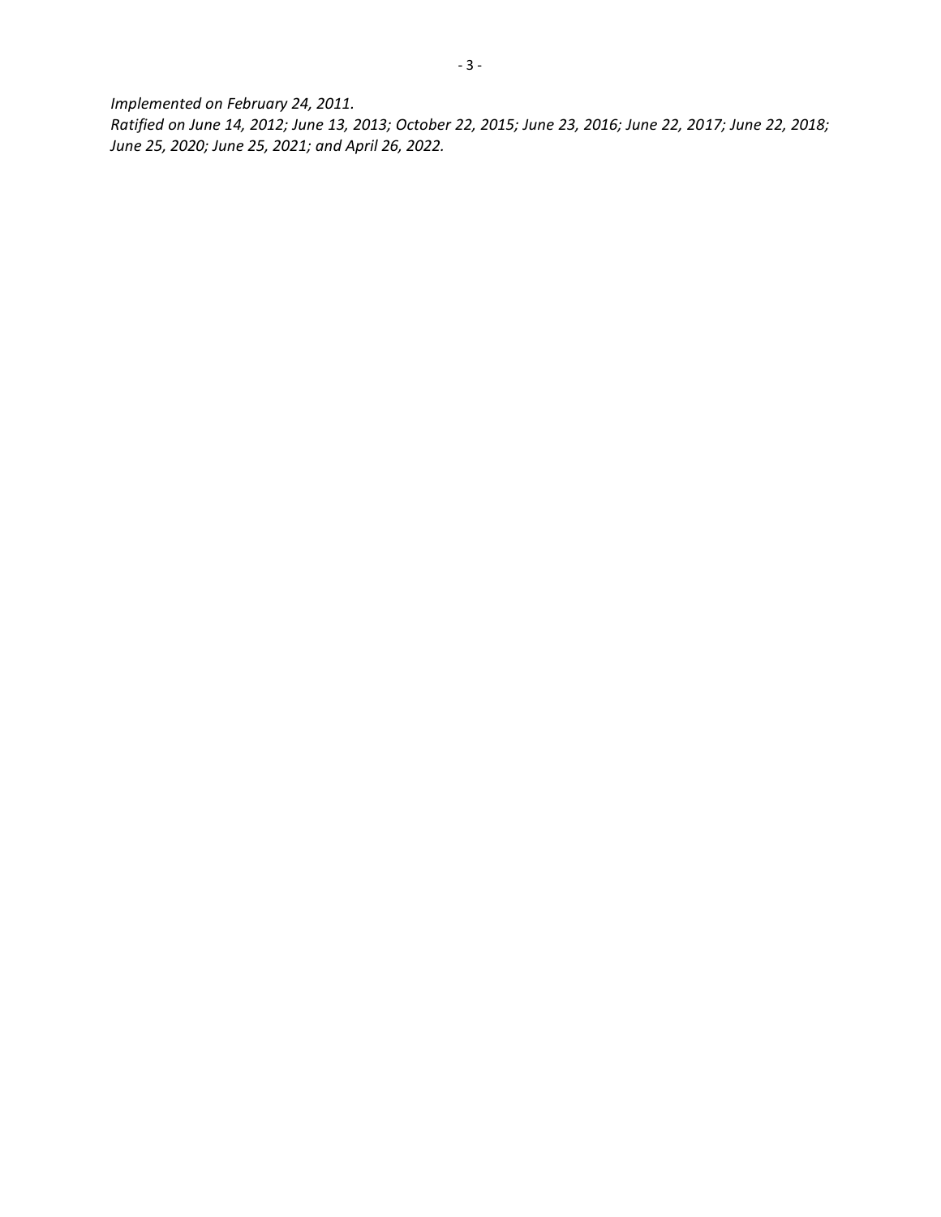*Implemented on February 24, 2011.*
*Ratified on June 14, 2012; June 13, 2013; October 22, 2015; June 23, 2016; June 22, 2017; June 22, 2018; June 25, 2020; June 25, 2021; and April 26, 2022.*